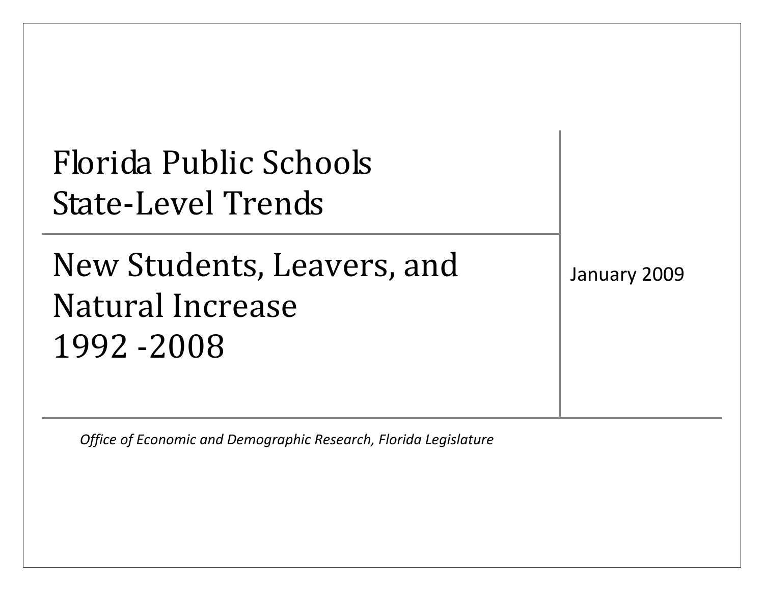# Florida Public Schools State-Level Trends

## New Students, Leavers, and Natural Increase 1992 -2008

January 2009

*Office of Economic and Demographic Research, Florida Legislature*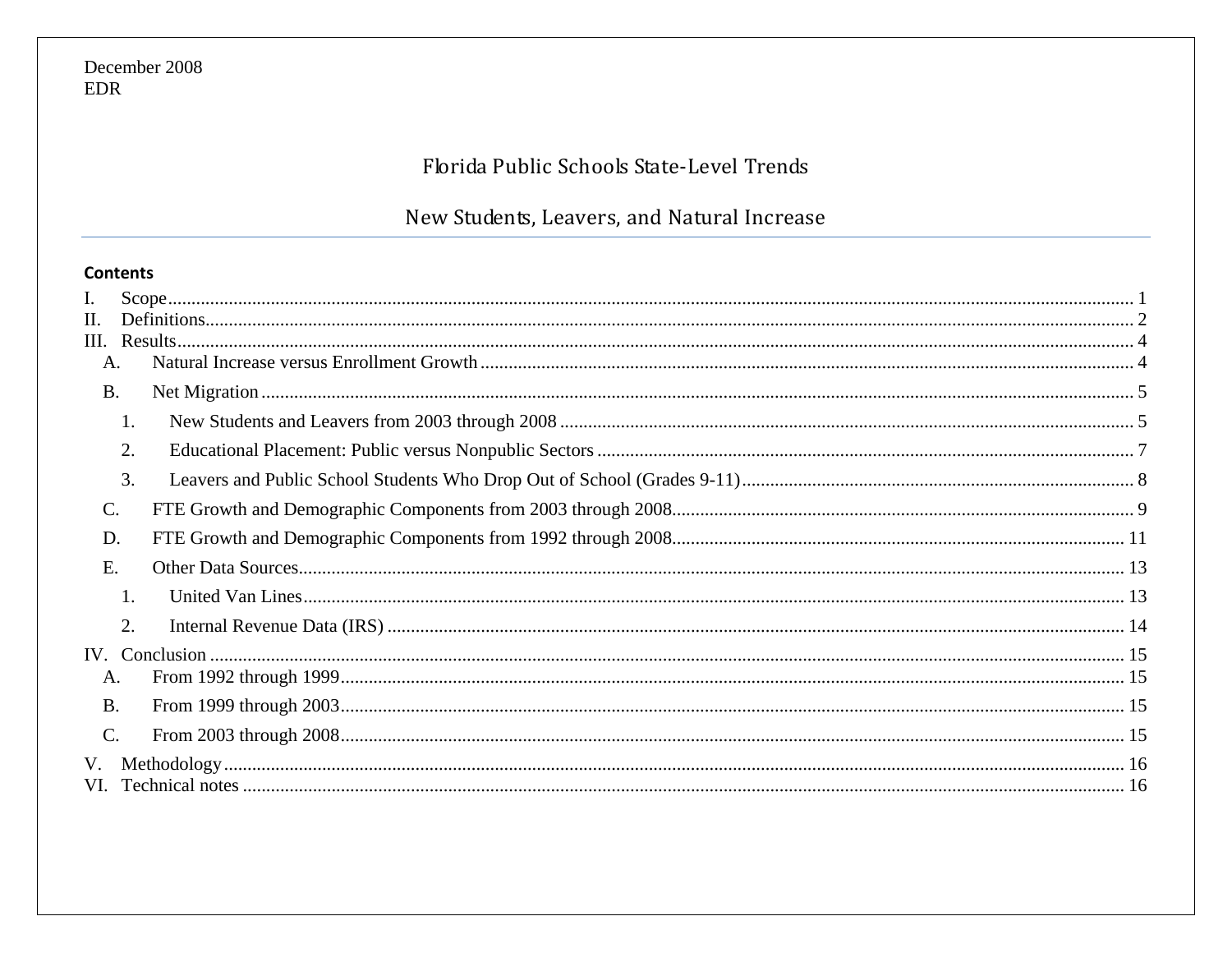December 2008
EDR

# Florida Public Schools State-Level Trends

## New Students, Leavers, and Natural Increase

**Contents**

- I. Scope ..... 1
- II. Definitions ..... 2
- III. Results ..... 4
  - A. Natural Increase versus Enrollment Growth ..... 4
  - B. Net Migration ..... 5
    - 1. New Students and Leavers from 2003 through 2008 ..... 5
    - 2. Educational Placement: Public versus Nonpublic Sectors ..... 7
    - 3. Leavers and Public School Students Who Drop Out of School (Grades 9-11) ..... 8
  - C. FTE Growth and Demographic Components from 2003 through 2008 ..... 9
  - D. FTE Growth and Demographic Components from 1992 through 2008 ..... 11
  - E. Other Data Sources ..... 13
    - 1. United Van Lines ..... 13
    - 2. Internal Revenue Data (IRS) ..... 14
- IV. Conclusion ..... 15
  - A. From 1992 through 1999 ..... 15
  - B. From 1999 through 2003 ..... 15
  - C. From 2003 through 2008 ..... 15
- V. Methodology ..... 16
- VI. Technical notes ..... 16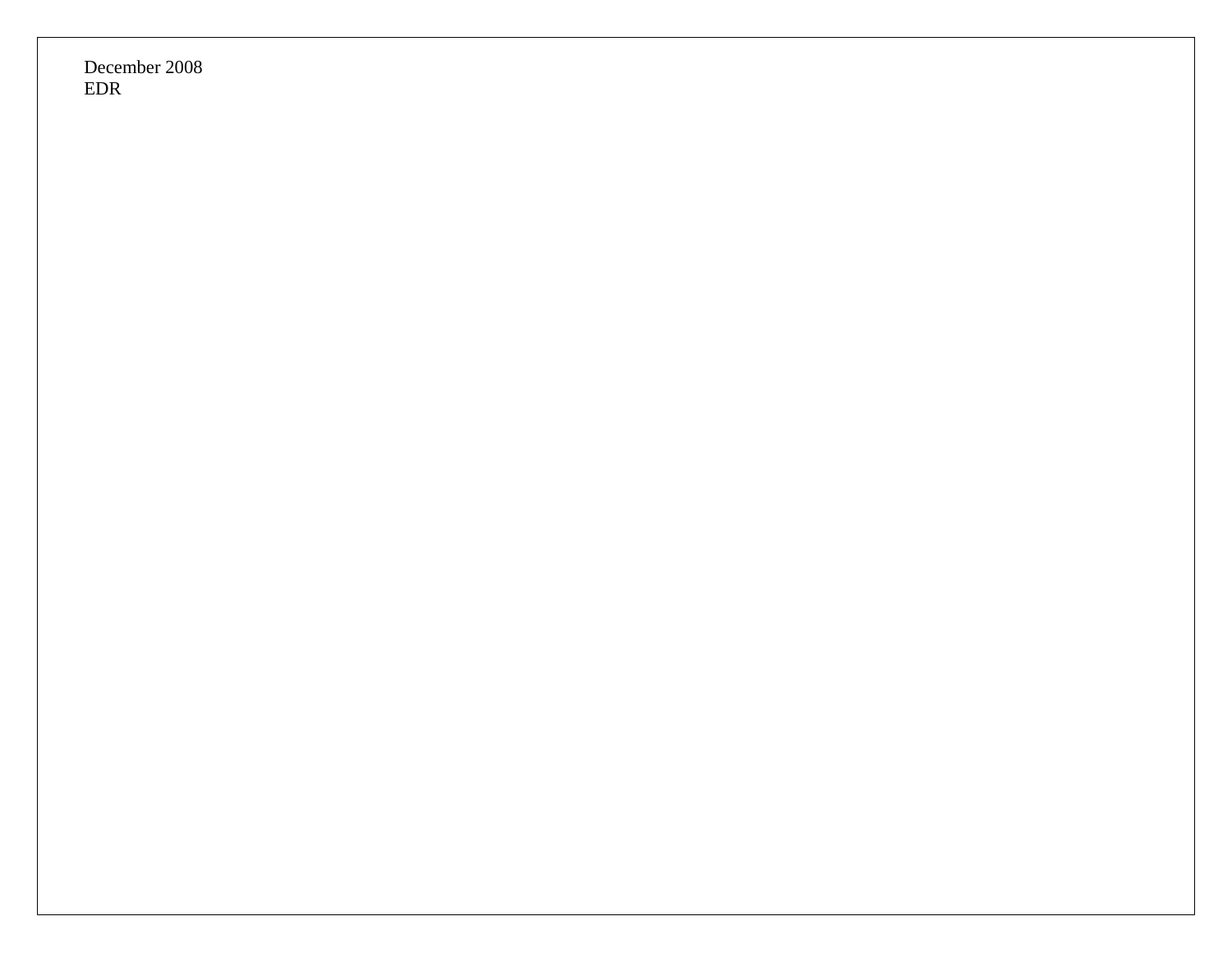December 2008
EDR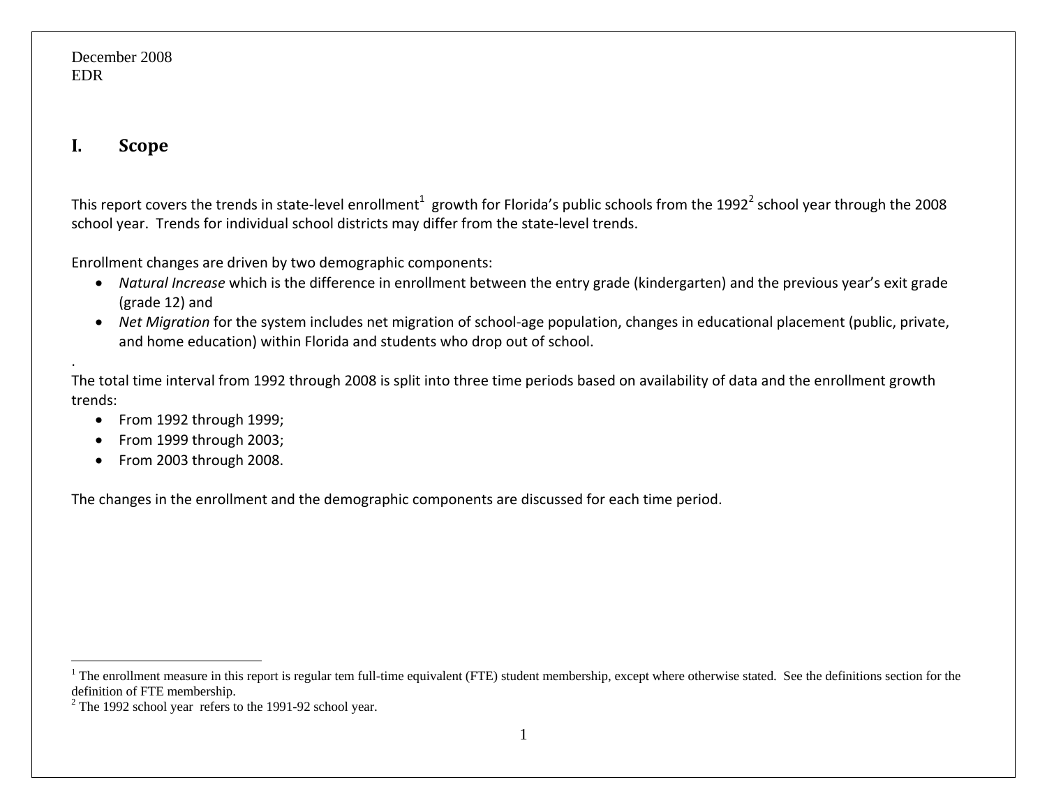December 2008
EDR

# I. Scope

This report covers the trends in state-level enrollment[1] growth for Florida's public schools from the 1992[2] school year through the 2008 school year. Trends for individual school districts may differ from the state-level trends.

Enrollment changes are driven by two demographic components:

- *Natural Increase* which is the difference in enrollment between the entry grade (kindergarten) and the previous year's exit grade (grade 12) and
- *Net Migration* for the system includes net migration of school-age population, changes in educational placement (public, private, and home education) within Florida and students who drop out of school.

.

The total time interval from 1992 through 2008 is split into three time periods based on availability of data and the enrollment growth trends:

- From 1992 through 1999;
- From 1999 through 2003;
- From 2003 through 2008.

The changes in the enrollment and the demographic components are discussed for each time period.

---

[1] The enrollment measure in this report is regular tem full-time equivalent (FTE) student membership, except where otherwise stated. See the definitions section for the definition of FTE membership.

[2] The 1992 school year refers to the 1991-92 school year.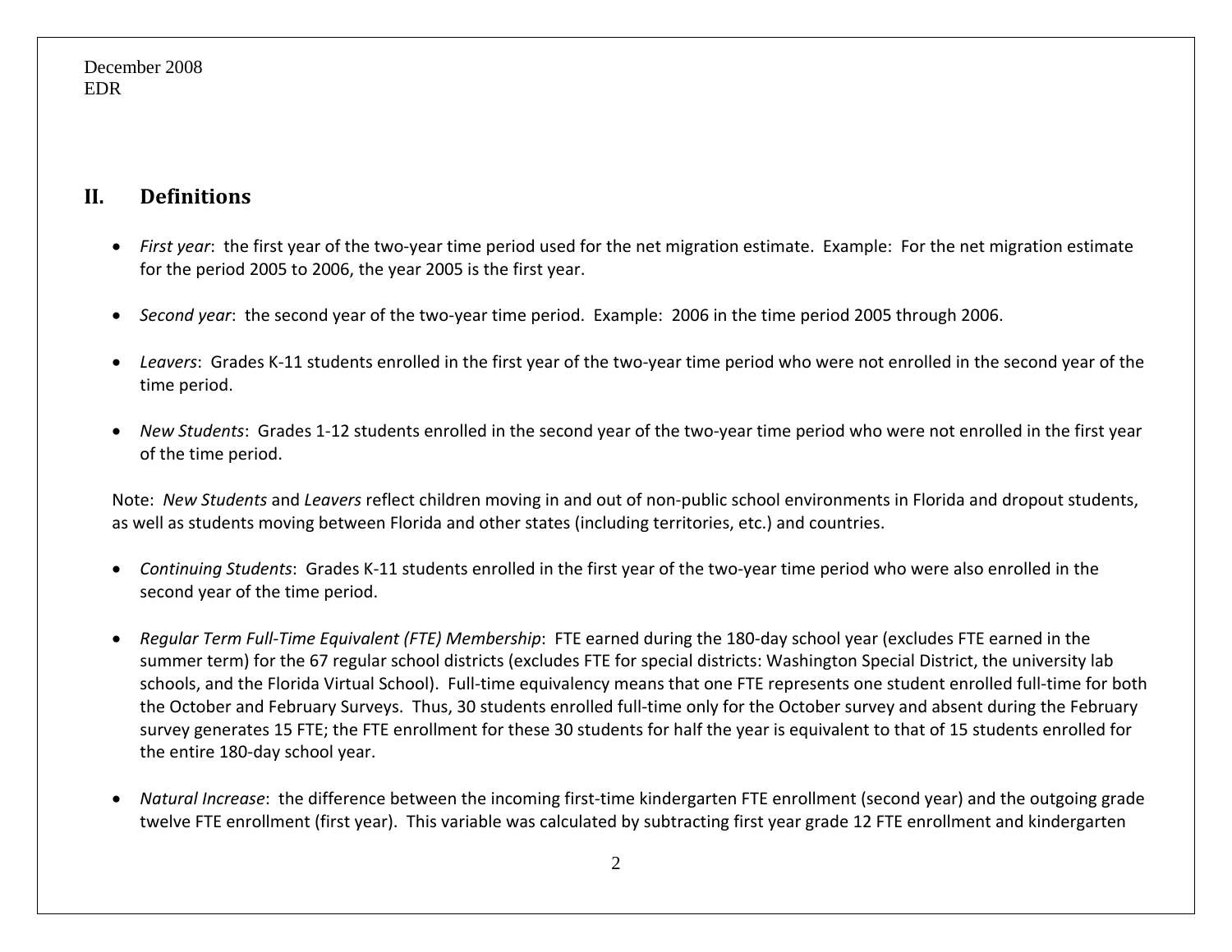## II. Definitions

- *First year*: the first year of the two-year time period used for the net migration estimate. Example: For the net migration estimate for the period 2005 to 2006, the year 2005 is the first year.

- *Second year*: the second year of the two-year time period. Example: 2006 in the time period 2005 through 2006.

- *Leavers*: Grades K-11 students enrolled in the first year of the two-year time period who were not enrolled in the second year of the time period.

- *New Students*: Grades 1-12 students enrolled in the second year of the two-year time period who were not enrolled in the first year of the time period.

Note: *New Students* and *Leavers* reflect children moving in and out of non-public school environments in Florida and dropout students, as well as students moving between Florida and other states (including territories, etc.) and countries.

- *Continuing Students*: Grades K-11 students enrolled in the first year of the two-year time period who were also enrolled in the second year of the time period.

- *Regular Term Full-Time Equivalent (FTE) Membership*: FTE earned during the 180-day school year (excludes FTE earned in the summer term) for the 67 regular school districts (excludes FTE for special districts: Washington Special District, the university lab schools, and the Florida Virtual School). Full-time equivalency means that one FTE represents one student enrolled full-time for both the October and February Surveys. Thus, 30 students enrolled full-time only for the October survey and absent during the February survey generates 15 FTE; the FTE enrollment for these 30 students for half the year is equivalent to that of 15 students enrolled for the entire 180-day school year.

- *Natural Increase*: the difference between the incoming first-time kindergarten FTE enrollment (second year) and the outgoing grade twelve FTE enrollment (first year). This variable was calculated by subtracting first year grade 12 FTE enrollment and kindergarten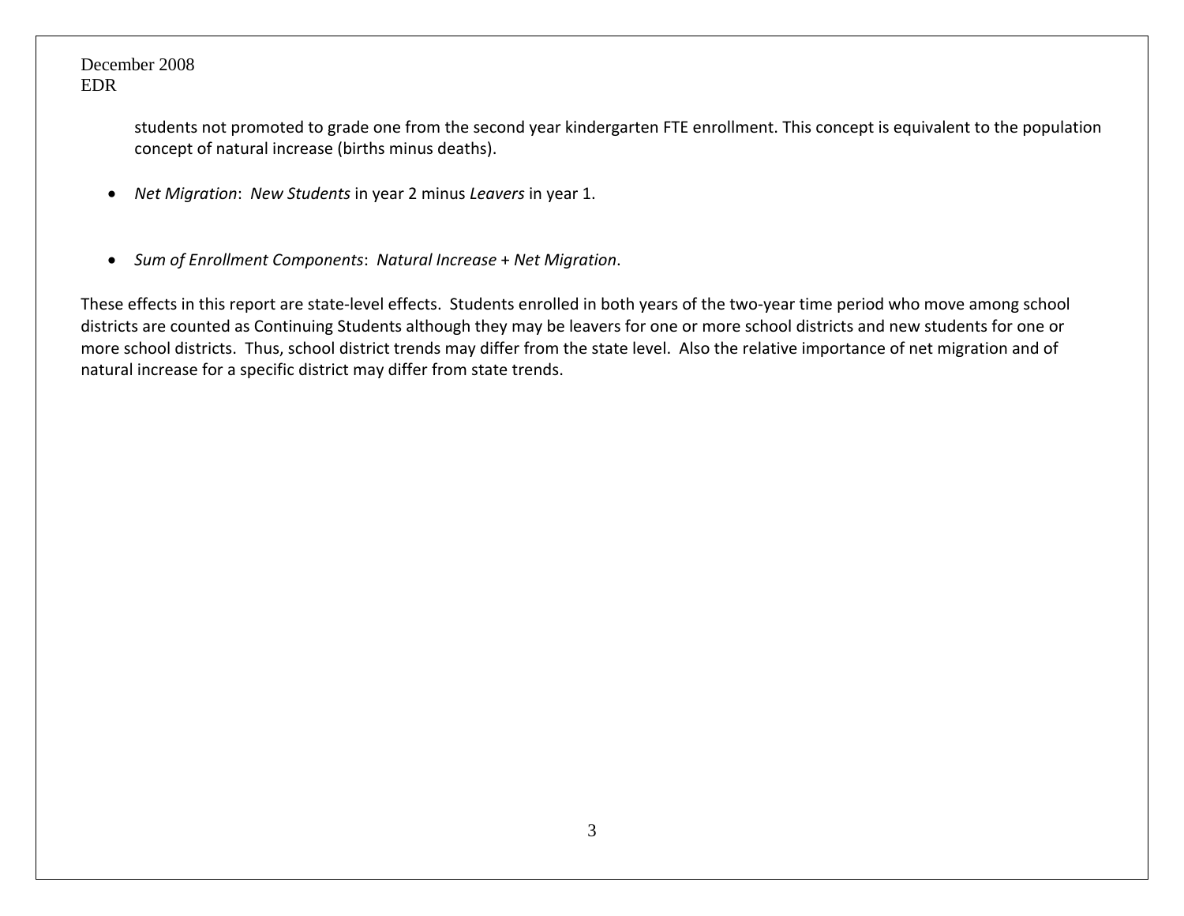students not promoted to grade one from the second year kindergarten FTE enrollment. This concept is equivalent to the population concept of natural increase (births minus deaths).

- *Net Migration*: *New Students* in year 2 minus *Leavers* in year 1.

- *Sum of Enrollment Components*: *Natural Increase* + *Net Migration*.

These effects in this report are state-level effects. Students enrolled in both years of the two-year time period who move among school districts are counted as Continuing Students although they may be leavers for one or more school districts and new students for one or more school districts. Thus, school district trends may differ from the state level. Also the relative importance of net migration and of natural increase for a specific district may differ from state trends.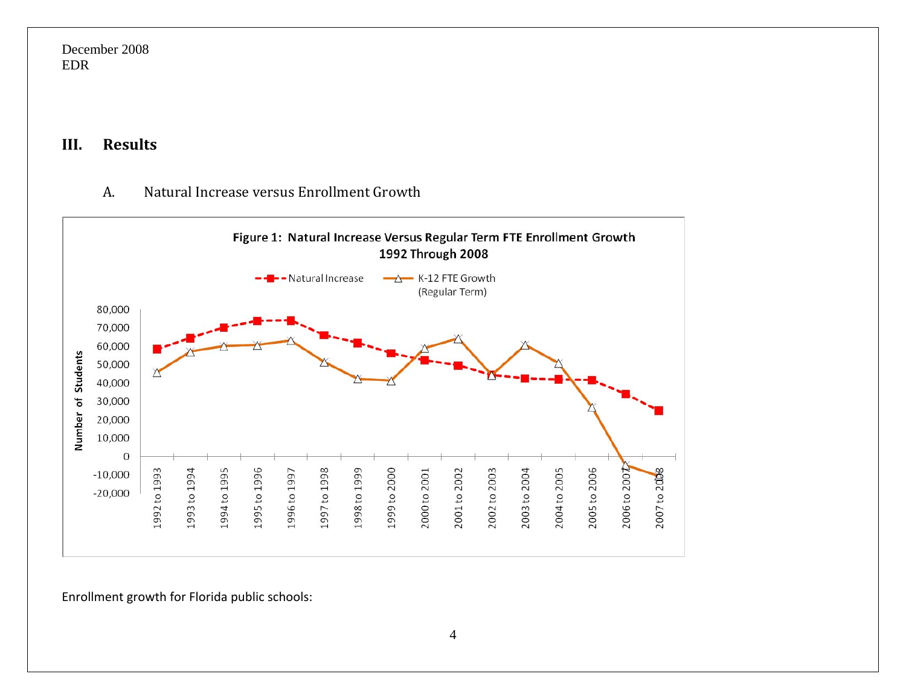# III. Results

## A. Natural Increase versus Enrollment Growth

Figure 1: Natural Increase Versus Regular Term FTE Enrollment Growth 1992 Through 2008

Enrollment growth for Florida public schools: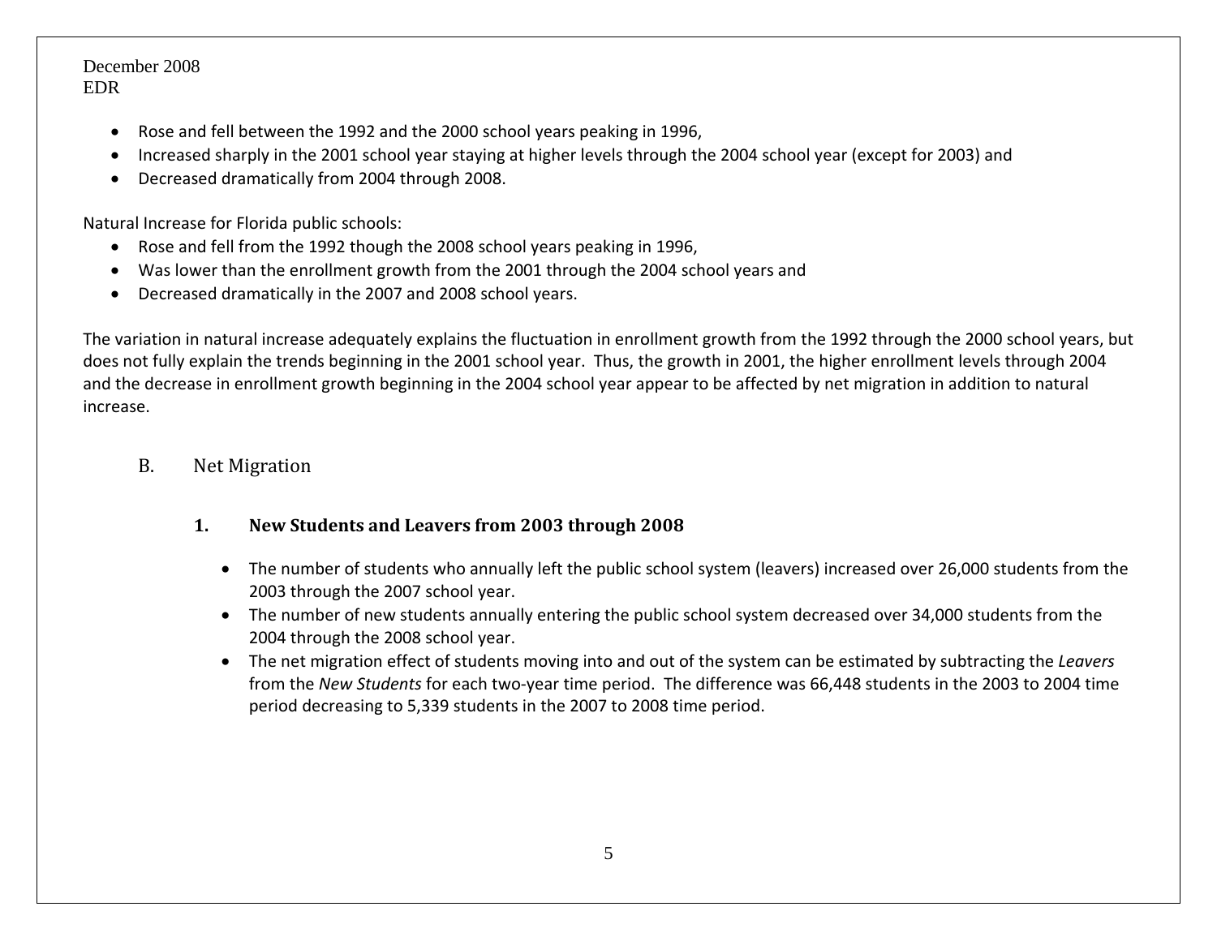- Rose and fell between the 1992 and the 2000 school years peaking in 1996,
- Increased sharply in the 2001 school year staying at higher levels through the 2004 school year (except for 2003) and
- Decreased dramatically from 2004 through 2008.

Natural Increase for Florida public schools:

- Rose and fell from the 1992 though the 2008 school years peaking in 1996,
- Was lower than the enrollment growth from the 2001 through the 2004 school years and
- Decreased dramatically in the 2007 and 2008 school years.

The variation in natural increase adequately explains the fluctuation in enrollment growth from the 1992 through the 2000 school years, but does not fully explain the trends beginning in the 2001 school year. Thus, the growth in 2001, the higher enrollment levels through 2004 and the decrease in enrollment growth beginning in the 2004 school year appear to be affected by net migration in addition to natural increase.

## B. Net Migration

### 1. New Students and Leavers from 2003 through 2008

- The number of students who annually left the public school system (leavers) increased over 26,000 students from the 2003 through the 2007 school year.
- The number of new students annually entering the public school system decreased over 34,000 students from the 2004 through the 2008 school year.
- The net migration effect of students moving into and out of the system can be estimated by subtracting the *Leavers* from the *New Students* for each two-year time period. The difference was 66,448 students in the 2003 to 2004 time period decreasing to 5,339 students in the 2007 to 2008 time period.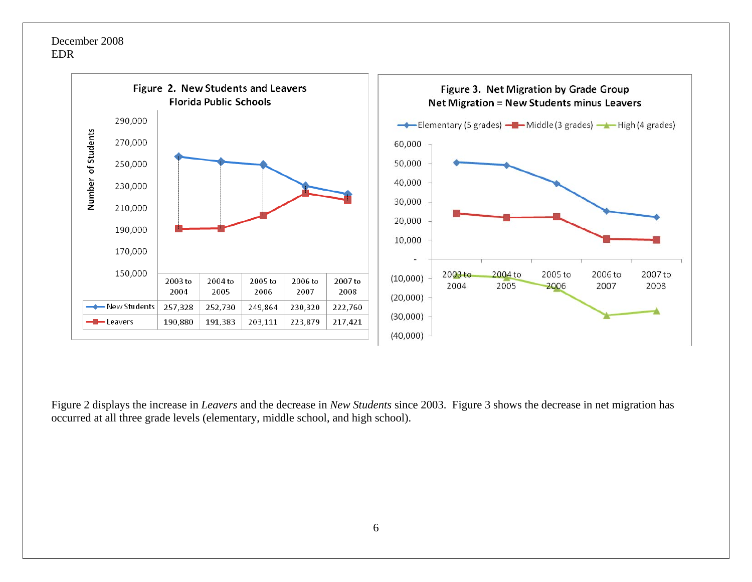December 2008
EDR

**Figure 2. New Students and Leavers**
**Florida Public Schools**

| | 2003 to 2004 | 2004 to 2005 | 2005 to 2006 | 2006 to 2007 | 2007 to 2008 |
|---|---|---|---|---|---|
| New Students | 257,328 | 252,730 | 249,864 | 230,320 | 222,760 |
| Leavers | 190,880 | 191,383 | 203,111 | 223,879 | 217,421 |

**Figure 3. Net Migration by Grade Group**
**Net Migration = New Students minus Leavers**

Elementary (5 grades), Middle (3 grades), High (4 grades)

Figure 2 displays the increase in *Leavers* and the decrease in *New Students* since 2003. Figure 3 shows the decrease in net migration has occurred at all three grade levels (elementary, middle school, and high school).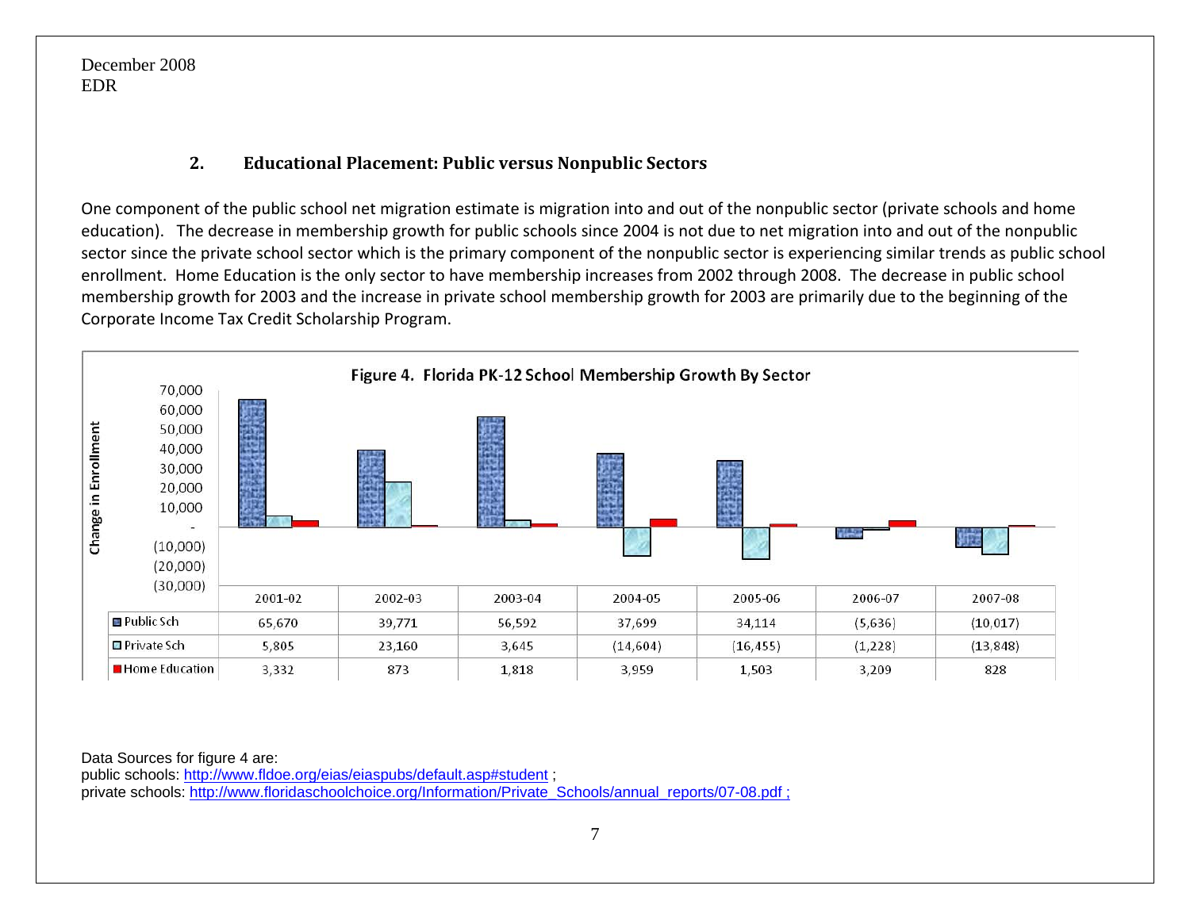December 2008
EDR

## 2. Educational Placement: Public versus Nonpublic Sectors

One component of the public school net migration estimate is migration into and out of the nonpublic sector (private schools and home education). The decrease in membership growth for public schools since 2004 is not due to net migration into and out of the nonpublic sector since the private school sector which is the primary component of the nonpublic sector is experiencing similar trends as public school enrollment. Home Education is the only sector to have membership increases from 2002 through 2008. The decrease in public school membership growth for 2003 and the increase in private school membership growth for 2003 are primarily due to the beginning of the Corporate Income Tax Credit Scholarship Program.

**Figure 4. Florida PK-12 School Membership Growth By Sector**

| | 2001-02 | 2002-03 | 2003-04 | 2004-05 | 2005-06 | 2006-07 | 2007-08 |
|---|---|---|---|---|---|---|---|
| Public Sch | 65,670 | 39,771 | 56,592 | 37,699 | 34,114 | (5,636) | (10,017) |
| Private Sch | 5,805 | 23,160 | 3,645 | (14,604) | (16,455) | (1,228) | (13,848) |
| Home Education | 3,332 | 873 | 1,818 | 3,959 | 1,503 | 3,209 | 828 |

Data Sources for figure 4 are:
public schools: http://www.fldoe.org/eias/eiaspubs/default.asp#student ;
private schools: http://www.floridaschoolchoice.org/Information/Private_Schools/annual_reports/07-08.pdf ;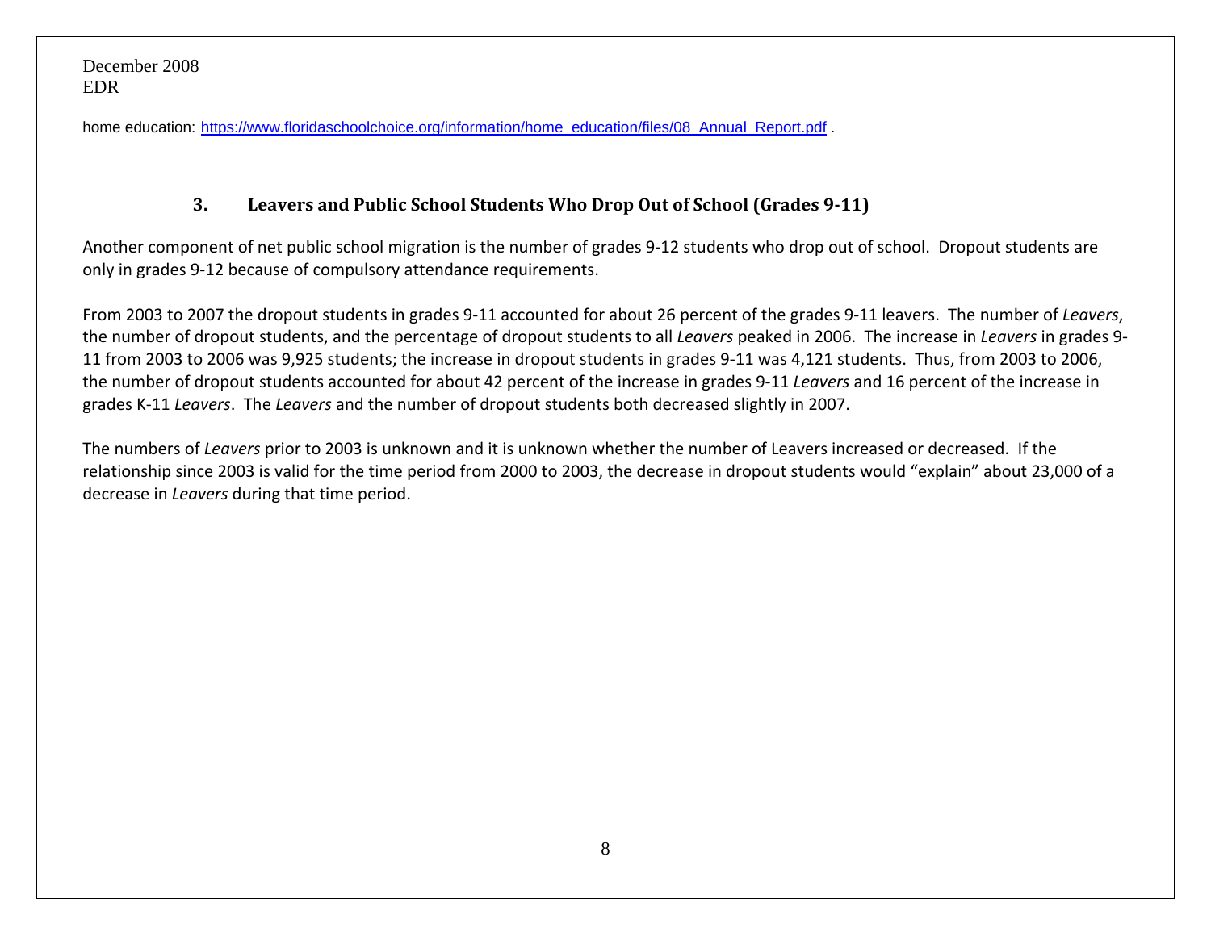home education: https://www.floridaschoolchoice.org/information/home_education/files/08_Annual_Report.pdf .

### 3. Leavers and Public School Students Who Drop Out of School (Grades 9-11)

Another component of net public school migration is the number of grades 9-12 students who drop out of school. Dropout students are only in grades 9-12 because of compulsory attendance requirements.

From 2003 to 2007 the dropout students in grades 9-11 accounted for about 26 percent of the grades 9-11 leavers. The number of *Leavers*, the number of dropout students, and the percentage of dropout students to all *Leavers* peaked in 2006. The increase in *Leavers* in grades 9-11 from 2003 to 2006 was 9,925 students; the increase in dropout students in grades 9-11 was 4,121 students. Thus, from 2003 to 2006, the number of dropout students accounted for about 42 percent of the increase in grades 9-11 *Leavers* and 16 percent of the increase in grades K-11 *Leavers*. The *Leavers* and the number of dropout students both decreased slightly in 2007.

The numbers of *Leavers* prior to 2003 is unknown and it is unknown whether the number of Leavers increased or decreased. If the relationship since 2003 is valid for the time period from 2000 to 2003, the decrease in dropout students would "explain" about 23,000 of a decrease in *Leavers* during that time period.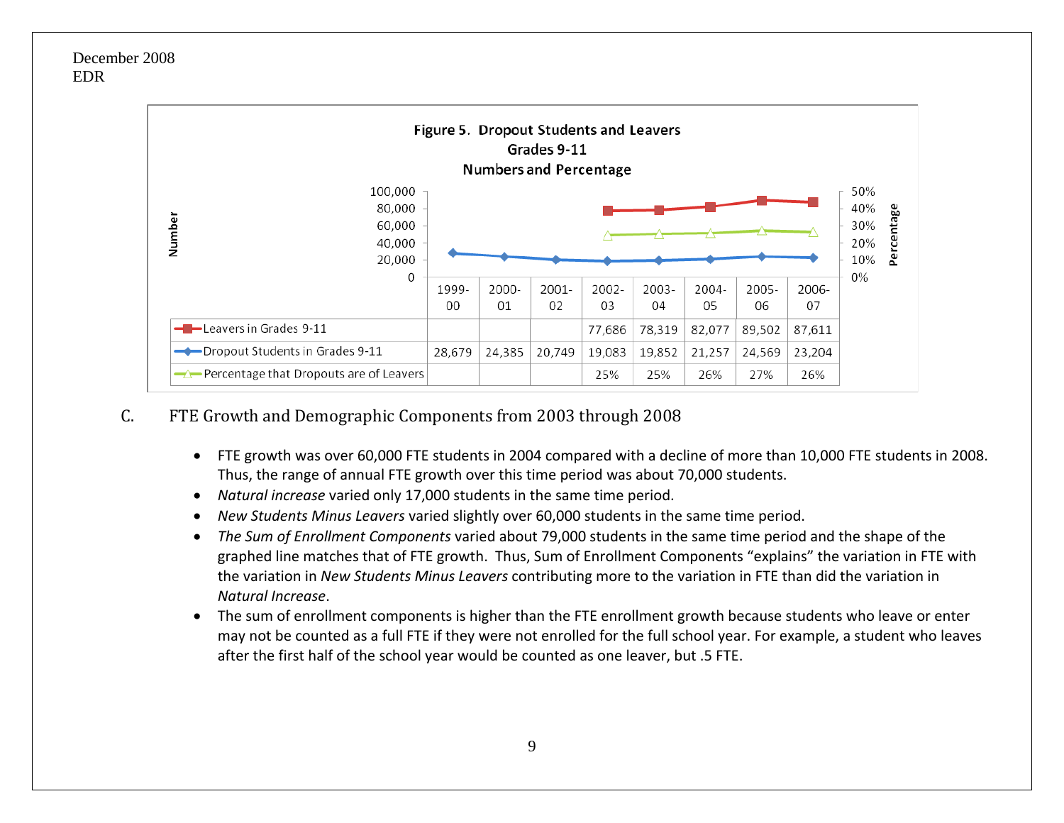**Figure 5. Dropout Students and Leavers Grades 9-11 Numbers and Percentage**

| | 1999-00 | 2000-01 | 2001-02 | 2002-03 | 2003-04 | 2004-05 | 2005-06 | 2006-07 |
|---|---|---|---|---|---|---|---|---|
| Leavers in Grades 9-11 | | | | 77,686 | 78,319 | 82,077 | 89,502 | 87,611 |
| Dropout Students in Grades 9-11 | 28,679 | 24,385 | 20,749 | 19,083 | 19,852 | 21,257 | 24,569 | 23,204 |
| Percentage that Dropouts are of Leavers | | | | 25% | 25% | 26% | 27% | 26% |

## C. FTE Growth and Demographic Components from 2003 through 2008

- FTE growth was over 60,000 FTE students in 2004 compared with a decline of more than 10,000 FTE students in 2008. Thus, the range of annual FTE growth over this time period was about 70,000 students.
- *Natural increase* varied only 17,000 students in the same time period.
- *New Students Minus Leavers* varied slightly over 60,000 students in the same time period.
- *The Sum of Enrollment Components* varied about 79,000 students in the same time period and the shape of the graphed line matches that of FTE growth. Thus, Sum of Enrollment Components "explains" the variation in FTE with the variation in *New Students Minus Leavers* contributing more to the variation in FTE than did the variation in *Natural Increase*.
- The sum of enrollment components is higher than the FTE enrollment growth because students who leave or enter may not be counted as a full FTE if they were not enrolled for the full school year. For example, a student who leaves after the first half of the school year would be counted as one leaver, but .5 FTE.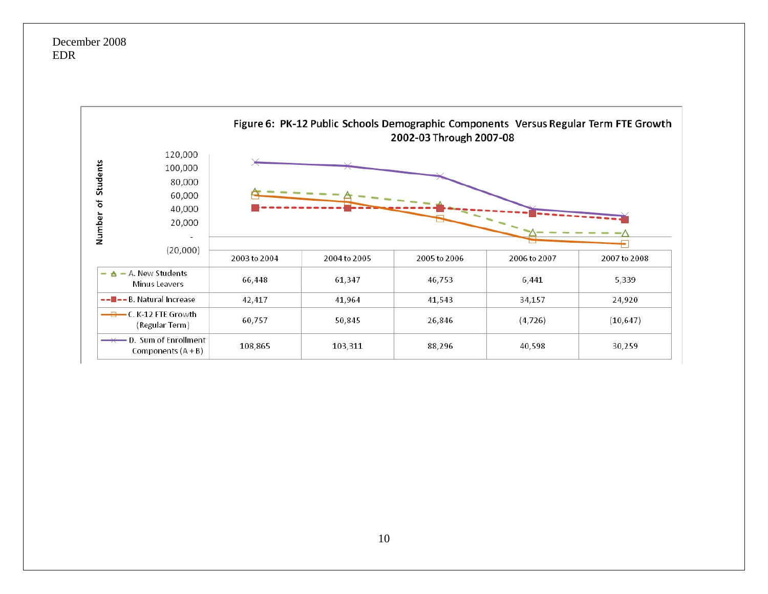December 2008
EDR

**Figure 6: PK-12 Public Schools Demographic Components Versus Regular Term FTE Growth 2002-03 Through 2007-08**

| | 2003 to 2004 | 2004 to 2005 | 2005 to 2006 | 2006 to 2007 | 2007 to 2008 |
|---|---|---|---|---|---|
| A. New Students Minus Leavers | 66,448 | 61,347 | 46,753 | 6,441 | 5,339 |
| B. Natural Increase | 42,417 | 41,964 | 41,543 | 34,157 | 24,920 |
| C. K-12 FTE Growth (Regular Term) | 60,757 | 50,845 | 26,846 | (4,726) | (10,647) |
| D. Sum of Enrollment Components (A + B) | 108,865 | 103,311 | 88,296 | 40,598 | 30,259 |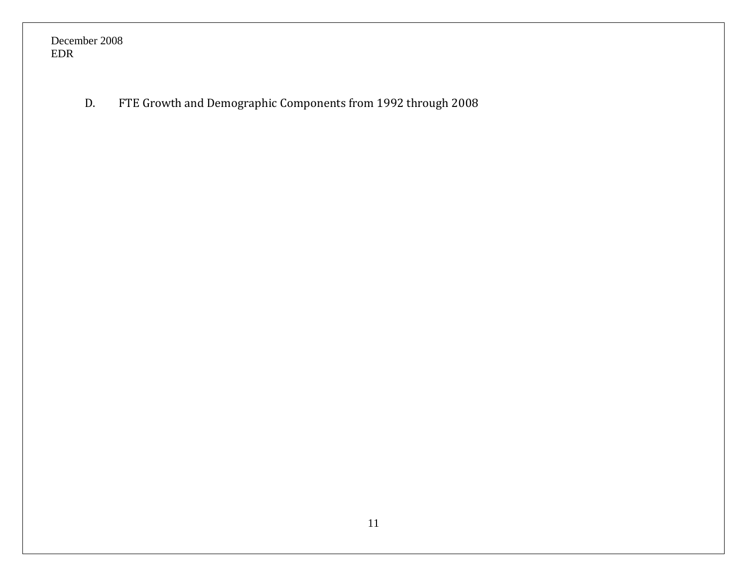D. FTE Growth and Demographic Components from 1992 through 2008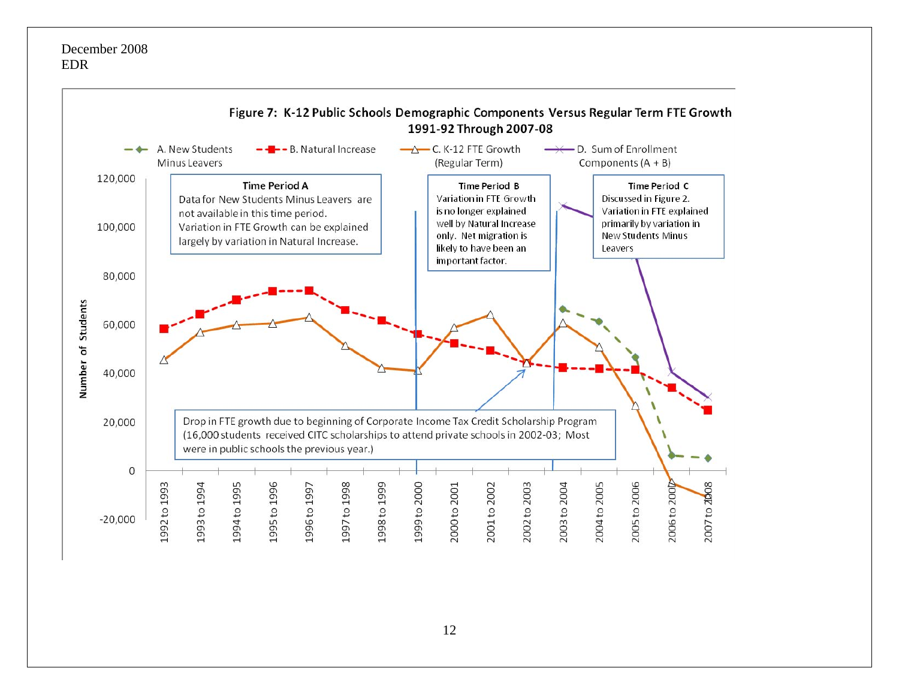December 2008
EDR

**Figure 7: K-12 Public Schools Demographic Components Versus Regular Term FTE Growth 1991-92 Through 2007-08**

Legend: A. New Students Minus Leavers; B. Natural Increase; C. K-12 FTE Growth (Regular Term); D. Sum of Enrollment Components (A + B)

**Time Period A**
Data for New Students Minus Leavers are not available in this time period. Variation in FTE Growth can be explained largely by variation in Natural Increase.

**Time Period B**
Variation in FTE Growth is no longer explained well by Natural Increase only. Net migration is likely to have been an important factor.

**Time Period C**
Discussed in Figure 2. Variation in FTE explained primarily by variation in New Students Minus Leavers

Drop in FTE growth due to beginning of Corporate Income Tax Credit Scholarship Program (16,000 students received CITC scholarships to attend private schools in 2002-03; Most were in public schools the previous year.)

Y-axis: Number of Students (-20,000 to 120,000)

X-axis: 1992 to 1993, 1993 to 1994, 1994 to 1995, 1995 to 1996, 1996 to 1997, 1997 to 1998, 1998 to 1999, 1999 to 2000, 2000 to 2001, 2001 to 2002, 2002 to 2003, 2003 to 2004, 2004 to 2005, 2005 to 2006, 2006 to 2007, 2007 to 2008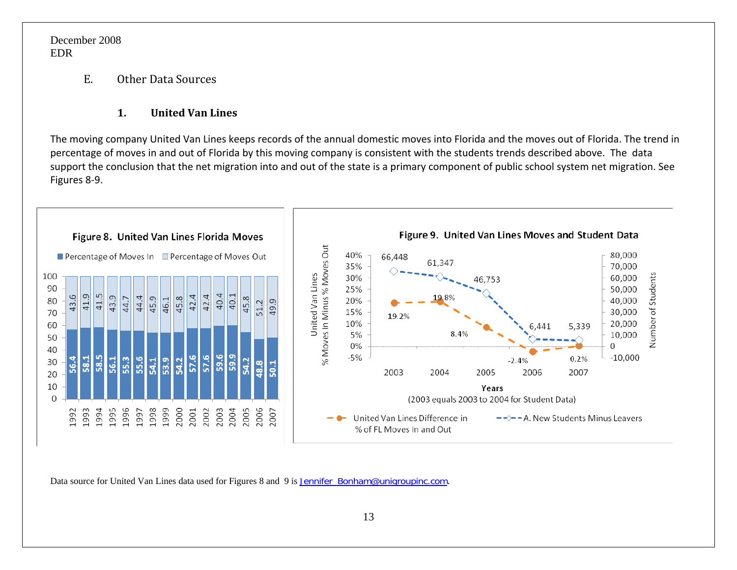## E. Other Data Sources

### 1. United Van Lines

The moving company United Van Lines keeps records of the annual domestic moves into Florida and the moves out of Florida. The trend in percentage of moves in and out of Florida by this moving company is consistent with the students trends described above. The data support the conclusion that the net migration into and out of the state is a primary component of public school system net migration. See Figures 8-9.

**Figure 8. United Van Lines Florida Moves**

| Year | Percentage of Moves In | Percentage of Moves Out |
|---|---|---|
| 1992 | 56.4 | 43.6 |
| 1993 | 58.1 | 41.9 |
| 1994 | 58.5 | 41.5 |
| 1995 | 56.1 | 43.9 |
| 1996 | 55.3 | 44.7 |
| 1997 | 55.6 | 44.4 |
| 1998 | 54.1 | 45.9 |
| 1999 | 53.9 | 46.1 |
| 2000 | 54.2 | 45.8 |
| 2001 | 57.6 | 42.4 |
| 2002 | 57.6 | 42.4 |
| 2003 | 59.6 | 40.4 |
| 2004 | 59.9 | 40.1 |
| 2005 | 54.2 | 45.8 |
| 2006 | 48.8 | 51.2 |
| 2007 | 50.1 | 49.9 |

**Figure 9. United Van Lines Moves and Student Data**

| Years | United Van Lines Difference in % of FL Moves In and Out | A. New Students Minus Leavers |
|---|---|---|
| 2003 | 19.2% | 66,448 |
| 2004 | 19.8% | 61,347 |
| 2005 | 8.4% | 46,753 |
| 2006 | -2.4% | 6,441 |
| 2007 | 0.2% | 5,339 |

(2003 equals 2003 to 2004 for Student Data)

Data source for United Van Lines data used for Figures 8 and 9 is Jennifer_Bonham@unigroupinc.com.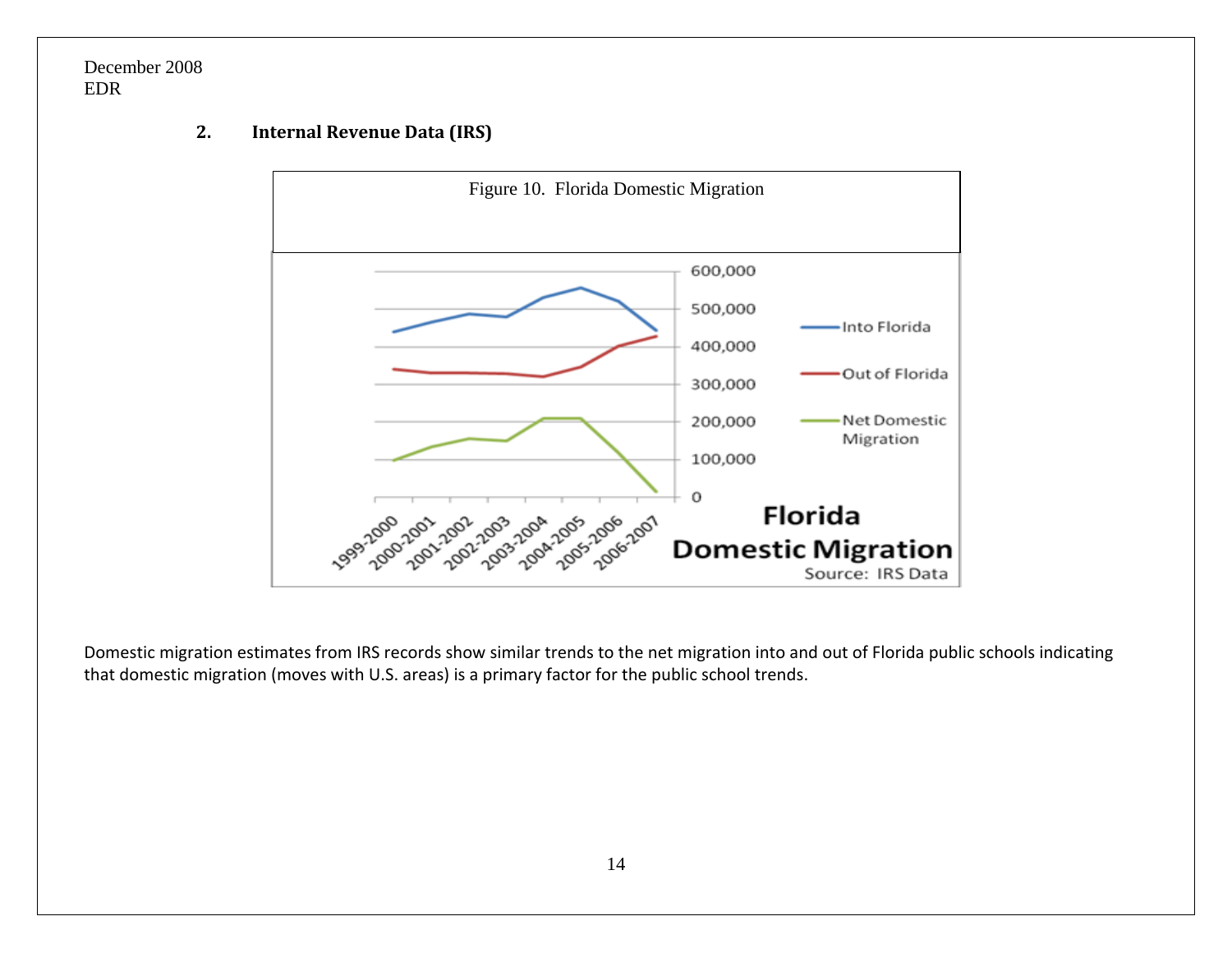December 2008
EDR

## 2. Internal Revenue Data (IRS)

Figure 10. Florida Domestic Migration

Domestic migration estimates from IRS records show similar trends to the net migration into and out of Florida public schools indicating that domestic migration (moves with U.S. areas) is a primary factor for the public school trends.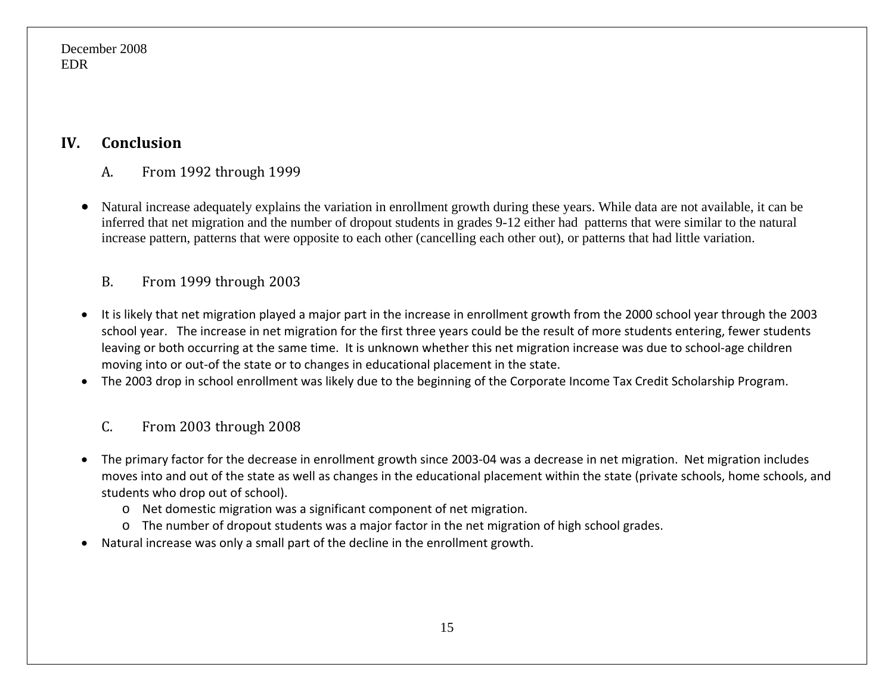## IV. Conclusion

### A. From 1992 through 1999

- Natural increase adequately explains the variation in enrollment growth during these years. While data are not available, it can be inferred that net migration and the number of dropout students in grades 9-12 either had patterns that were similar to the natural increase pattern, patterns that were opposite to each other (cancelling each other out), or patterns that had little variation.

### B. From 1999 through 2003

- It is likely that net migration played a major part in the increase in enrollment growth from the 2000 school year through the 2003 school year. The increase in net migration for the first three years could be the result of more students entering, fewer students leaving or both occurring at the same time. It is unknown whether this net migration increase was due to school-age children moving into or out-of the state or to changes in educational placement in the state.
- The 2003 drop in school enrollment was likely due to the beginning of the Corporate Income Tax Credit Scholarship Program.

### C. From 2003 through 2008

- The primary factor for the decrease in enrollment growth since 2003-04 was a decrease in net migration. Net migration includes moves into and out of the state as well as changes in the educational placement within the state (private schools, home schools, and students who drop out of school).
  - Net domestic migration was a significant component of net migration.
  - The number of dropout students was a major factor in the net migration of high school grades.
- Natural increase was only a small part of the decline in the enrollment growth.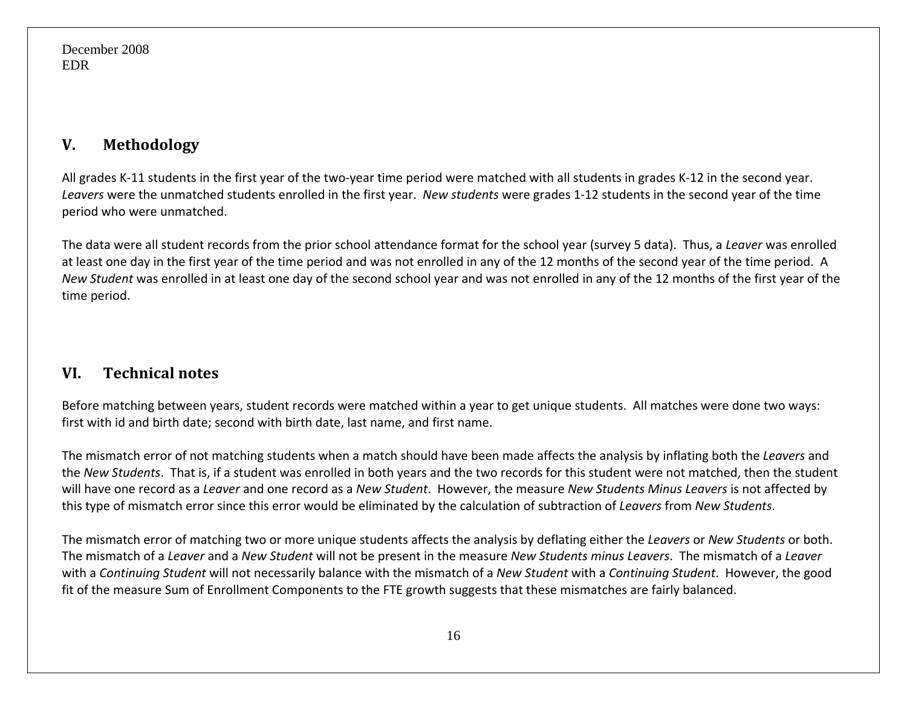## V. Methodology

All grades K-11 students in the first year of the two-year time period were matched with all students in grades K-12 in the second year. *Leavers* were the unmatched students enrolled in the first year. *New students* were grades 1-12 students in the second year of the time period who were unmatched.

The data were all student records from the prior school attendance format for the school year (survey 5 data). Thus, a *Leaver* was enrolled at least one day in the first year of the time period and was not enrolled in any of the 12 months of the second year of the time period. A *New Student* was enrolled in at least one day of the second school year and was not enrolled in any of the 12 months of the first year of the time period.

## VI. Technical notes

Before matching between years, student records were matched within a year to get unique students. All matches were done two ways: first with id and birth date; second with birth date, last name, and first name.

The mismatch error of not matching students when a match should have been made affects the analysis by inflating both the *Leavers* and the *New Students*. That is, if a student was enrolled in both years and the two records for this student were not matched, then the student will have one record as a *Leaver* and one record as a *New Student*. However, the measure *New Students Minus Leavers* is not affected by this type of mismatch error since this error would be eliminated by the calculation of subtraction of *Leavers* from *New Students*.

The mismatch error of matching two or more unique students affects the analysis by deflating either the *Leavers* or *New Students* or both. The mismatch of a *Leaver* and a *New Student* will not be present in the measure *New Students minus Leavers*. The mismatch of a *Leaver* with a *Continuing Student* will not necessarily balance with the mismatch of a *New Student* with a *Continuing Student*. However, the good fit of the measure Sum of Enrollment Components to the FTE growth suggests that these mismatches are fairly balanced.